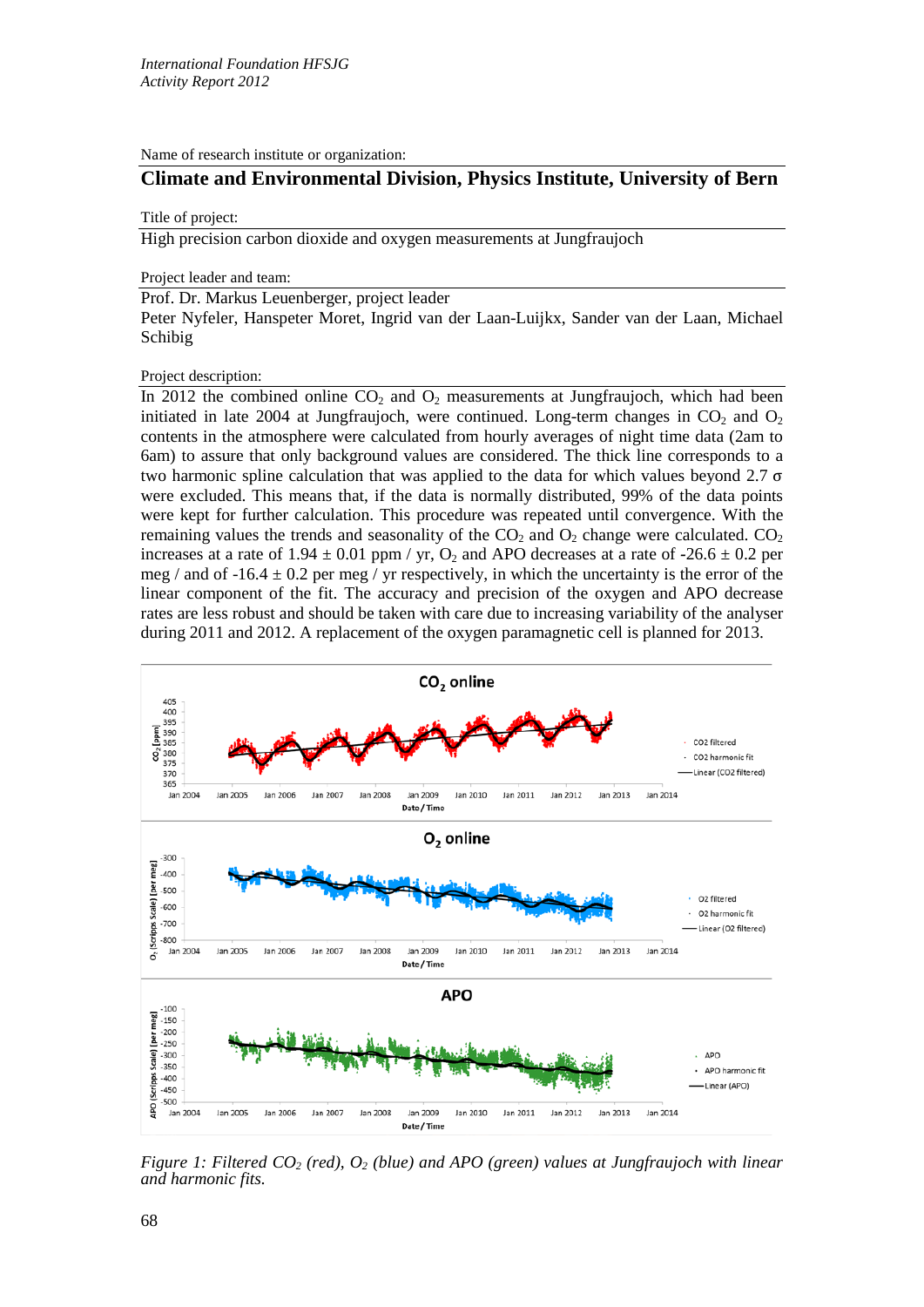*International Foundation HFSJG*
*Activity Report 2012*

Name of research institute or organization:

## Climate and Environmental Division, Physics Institute, University of Bern

Title of project:

High precision carbon dioxide and oxygen measurements at Jungfraujoch

Project leader and team:

Prof. Dr. Markus Leuenberger, project leader
Peter Nyfeler, Hanspeter Moret, Ingrid van der Laan-Luijkx, Sander van der Laan, Michael Schibig

Project description:

In 2012 the combined online $CO_2$ and $O_2$ measurements at Jungfraujoch, which had been initiated in late 2004 at Jungfraujoch, were continued. Long-term changes in $CO_2$ and $O_2$ contents in the atmosphere were calculated from hourly averages of night time data (2am to 6am) to assure that only background values are considered. The thick line corresponds to a two harmonic spline calculation that was applied to the data for which values beyond 2.7 $\sigma$ were excluded. This means that, if the data is normally distributed, 99% of the data points were kept for further calculation. This procedure was repeated until convergence. With the remaining values the trends and seasonality of the $CO_2$ and $O_2$ change were calculated. $CO_2$ increases at a rate of $1.94 \pm 0.01$ ppm / yr, $O_2$ and APO decreases at a rate of $-26.6 \pm 0.2$ per meg / and of $-16.4 \pm 0.2$ per meg / yr respectively, in which the uncertainty is the error of the linear component of the fit. The accuracy and precision of the oxygen and APO decrease rates are less robust and should be taken with care due to increasing variability of the analyser during 2011 and 2012. A replacement of the oxygen paramagnetic cell is planned for 2013.

*Figure 1: Filtered $CO_2$ (red), $O_2$ (blue) and APO (green) values at Jungfraujoch with linear and harmonic fits.*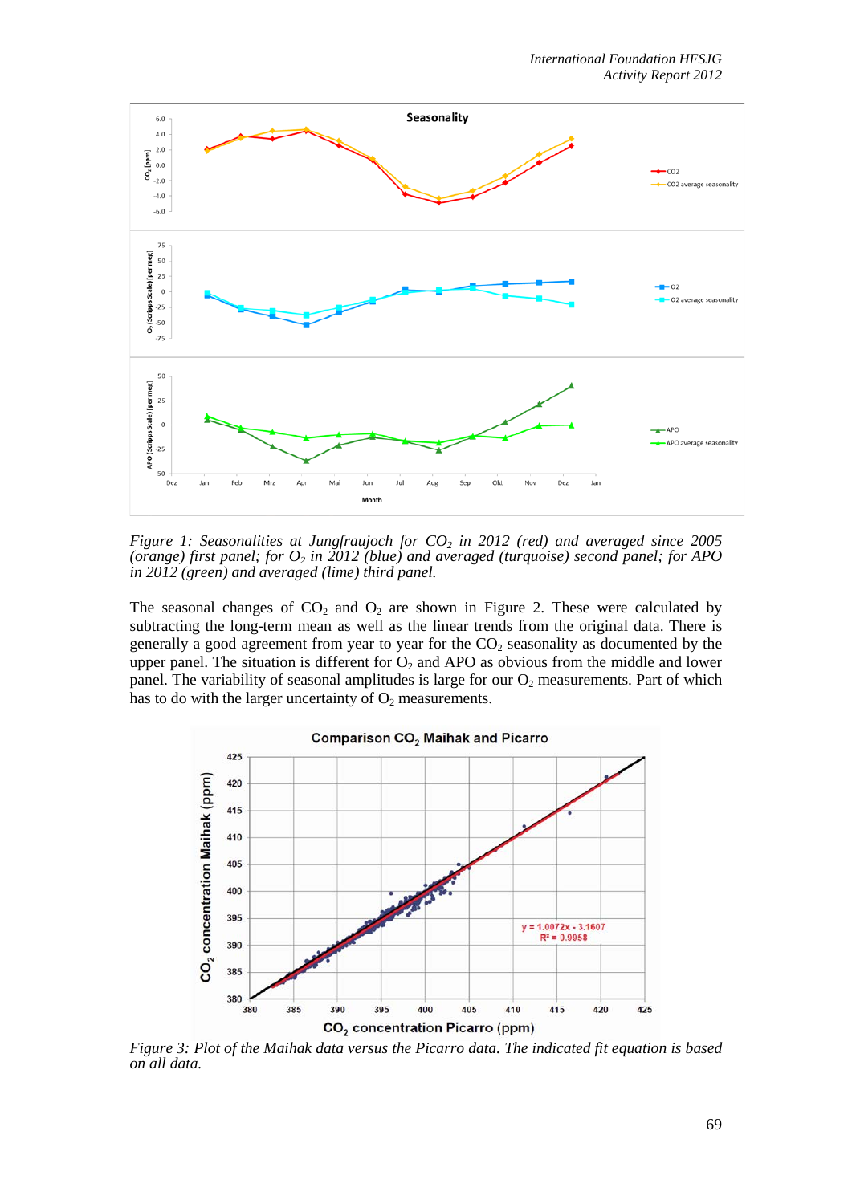*Figure 1: Seasonalities at Jungfraujoch for $CO_2$ in 2012 (red) and averaged since 2005 (orange) first panel; for $O_2$ in 2012 (blue) and averaged (turquoise) second panel; for APO in 2012 (green) and averaged (lime) third panel.*

The seasonal changes of $CO_2$ and $O_2$ are shown in Figure 2. These were calculated by subtracting the long-term mean as well as the linear trends from the original data. There is generally a good agreement from year to year for the $CO_2$ seasonality as documented by the upper panel. The situation is different for $O_2$ and APO as obvious from the middle and lower panel. The variability of seasonal amplitudes is large for our $O_2$ measurements. Part of which has to do with the larger uncertainty of $O_2$ measurements.

*Figure 3: Plot of the Maihak data versus the Picarro data. The indicated fit equation is based on all data.*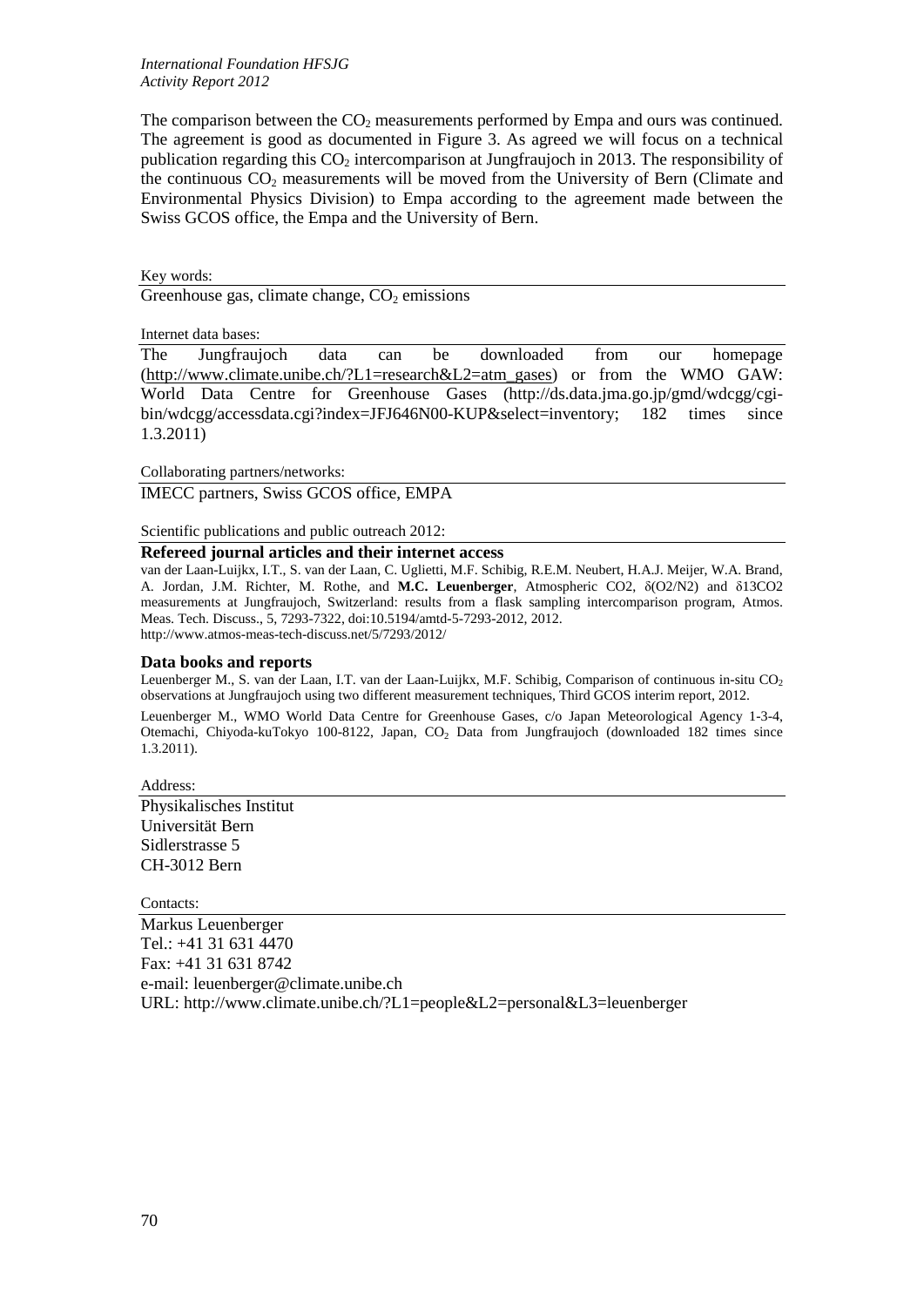The comparison between the $CO_2$ measurements performed by Empa and ours was continued. The agreement is good as documented in Figure 3. As agreed we will focus on a technical publication regarding this $CO_2$ intercomparison at Jungfraujoch in 2013. The responsibility of the continuous $CO_2$ measurements will be moved from the University of Bern (Climate and Environmental Physics Division) to Empa according to the agreement made between the Swiss GCOS office, the Empa and the University of Bern.

Key words:

Greenhouse gas, climate change, $CO_2$ emissions

Internet data bases:

The Jungfraujoch data can be downloaded from our homepage (http://www.climate.unibe.ch/?L1=research&L2=atm_gases) or from the WMO GAW: World Data Centre for Greenhouse Gases (http://ds.data.jma.go.jp/gmd/wdcgg/cgi-bin/wdcgg/accessdata.cgi?index=JFJ646N00-KUP&select=inventory; 182 times since 1.3.2011)

Collaborating partners/networks:

IMECC partners, Swiss GCOS office, EMPA

Scientific publications and public outreach 2012:

### Refereed journal articles and their internet access

van der Laan-Luijkx, I.T., S. van der Laan, C. Uglietti, M.F. Schibig, R.E.M. Neubert, H.A.J. Meijer, W.A. Brand, A. Jordan, J.M. Richter, M. Rothe, and **M.C. Leuenberger**, Atmospheric CO2, δ(O2/N2) and δ13CO2 measurements at Jungfraujoch, Switzerland: results from a flask sampling intercomparison program, Atmos. Meas. Tech. Discuss., 5, 7293-7322, doi:10.5194/amtd-5-7293-2012, 2012.
http://www.atmos-meas-tech-discuss.net/5/7293/2012/

### Data books and reports

Leuenberger M., S. van der Laan, I.T. van der Laan-Luijkx, M.F. Schibig, Comparison of continuous in-situ $CO_2$ observations at Jungfraujoch using two different measurement techniques, Third GCOS interim report, 2012.

Leuenberger M., WMO World Data Centre for Greenhouse Gases, c/o Japan Meteorological Agency 1-3-4, Otemachi, Chiyoda-kuTokyo 100-8122, Japan, $CO_2$ Data from Jungfraujoch (downloaded 182 times since 1.3.2011).

Address:

Physikalisches Institut
Universität Bern
Sidlerstrasse 5
CH-3012 Bern

Contacts:

Markus Leuenberger
Tel.: +41 31 631 4470
Fax: +41 31 631 8742
e-mail: leuenberger@climate.unibe.ch
URL: http://www.climate.unibe.ch/?L1=people&L2=personal&L3=leuenberger